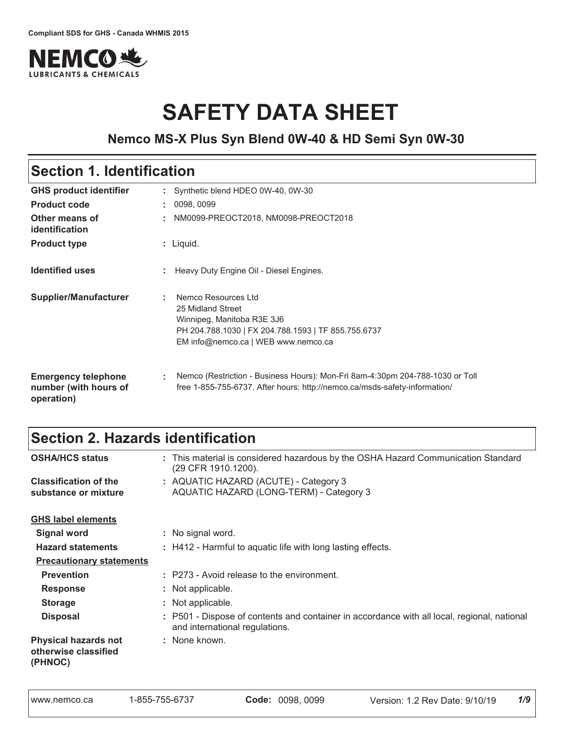Compliant SDS for GHS - Canada WHMIS 2015

NEMCO LUBRICANTS & CHEMICALS

# SAFETY DATA SHEET

### Nemco MS-X Plus Syn Blend 0W-40 & HD Semi Syn 0W-30

## Section 1. Identification

| | |
|---|---|
| **GHS product identifier** | : Synthetic blend HDEO 0W-40, 0W-30 |
| **Product code** | : 0098, 0099 |
| **Other means of identification** | : NM0099-PREOCT2018, NM0098-PREOCT2018 |
| **Product type** | : Liquid. |
| **Identified uses** | : Heavy Duty Engine Oil - Diesel Engines. |
| **Supplier/Manufacturer** | : Nemco Resources Ltd<br>25 Midland Street<br>Winnipeg, Manitoba R3E 3J6<br>PH 204.788.1030 \| FX 204.788.1593 \| TF 855.755.6737<br>EM info@nemco.ca \| WEB www.nemco.ca |
| **Emergency telephone number (with hours of operation)** | : Nemco (Restriction - Business Hours): Mon-Fri 8am-4:30pm 204-788-1030 or Toll free 1-855-755-6737. After hours: http://nemco.ca/msds-safety-information/ |

## Section 2. Hazards identification

| | |
|---|---|
| **OSHA/HCS status** | : This material is considered hazardous by the OSHA Hazard Communication Standard (29 CFR 1910.1200). |
| **Classification of the substance or mixture** | : AQUATIC HAZARD (ACUTE) - Category 3<br>AQUATIC HAZARD (LONG-TERM) - Category 3 |

**GHS label elements**

| | |
|---|---|
| **Signal word** | : No signal word. |
| **Hazard statements** | : H412 - Harmful to aquatic life with long lasting effects. |

**Precautionary statements**

| | |
|---|---|
| **Prevention** | : P273 - Avoid release to the environment. |
| **Response** | : Not applicable. |
| **Storage** | : Not applicable. |
| **Disposal** | : P501 - Dispose of contents and container in accordance with all local, regional, national and international regulations. |
| **Physical hazards not otherwise classified (PHNOC)** | : None known. |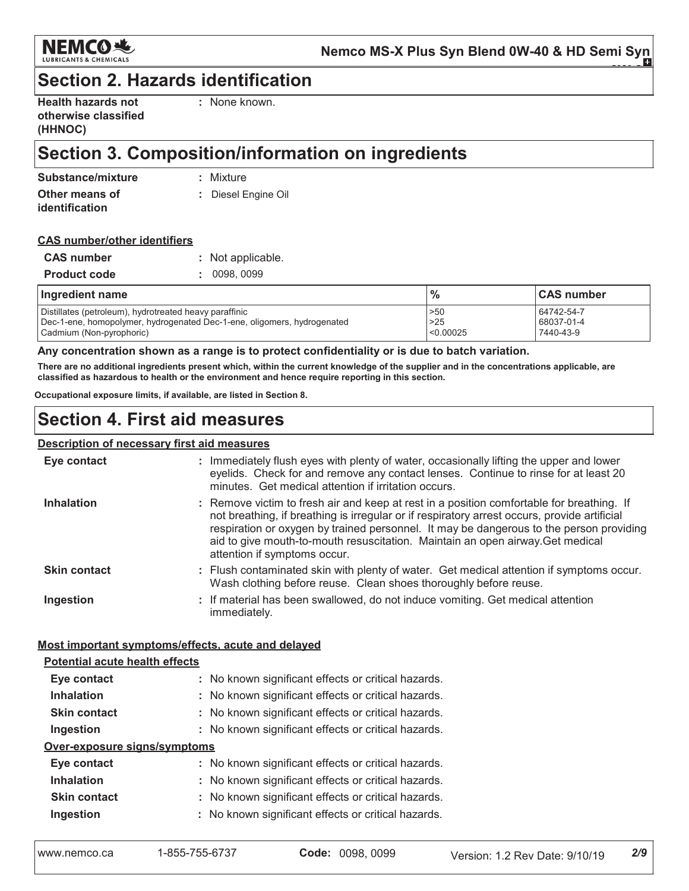## Section 2. Hazards identification

**Health hazards not otherwise classified (HHNOC)** : None known.

## Section 3. Composition/information on ingredients

**Substance/mixture** : Mixture

**Other means of identification** : Diesel Engine Oil

**CAS number/other identifiers**

**CAS number** : Not applicable.

**Product code** : 0098, 0099

| Ingredient name | % | CAS number |
|---|---|---|
| Distillates (petroleum), hydrotreated heavy paraffinic | >50 | 64742-54-7 |
| Dec-1-ene, homopolymer, hydrogenated Dec-1-ene, oligomers, hydrogenated | >25 | 68037-01-4 |
| Cadmium (Non-pyrophoric) | <0.00025 | 7440-43-9 |

**Any concentration shown as a range is to protect confidentiality or is due to batch variation.**

**There are no additional ingredients present which, within the current knowledge of the supplier and in the concentrations applicable, are classified as hazardous to health or the environment and hence require reporting in this section.**

**Occupational exposure limits, if available, are listed in Section 8.**

## Section 4. First aid measures

**Description of necessary first aid measures**

**Eye contact** : Immediately flush eyes with plenty of water, occasionally lifting the upper and lower eyelids. Check for and remove any contact lenses. Continue to rinse for at least 20 minutes. Get medical attention if irritation occurs.

**Inhalation** : Remove victim to fresh air and keep at rest in a position comfortable for breathing. If not breathing, if breathing is irregular or if respiratory arrest occurs, provide artificial respiration or oxygen by trained personnel. It may be dangerous to the person providing aid to give mouth-to-mouth resuscitation. Maintain an open airway.Get medical attention if symptoms occur.

**Skin contact** : Flush contaminated skin with plenty of water. Get medical attention if symptoms occur. Wash clothing before reuse. Clean shoes thoroughly before reuse.

**Ingestion** : If material has been swallowed, do not induce vomiting. Get medical attention immediately.

**Most important symptoms/effects, acute and delayed**

**Potential acute health effects**

**Eye contact** : No known significant effects or critical hazards.

**Inhalation** : No known significant effects or critical hazards.

**Skin contact** : No known significant effects or critical hazards.

**Ingestion** : No known significant effects or critical hazards.

**Over-exposure signs/symptoms**

**Eye contact** : No known significant effects or critical hazards.

**Inhalation** : No known significant effects or critical hazards.

**Skin contact** : No known significant effects or critical hazards.

**Ingestion** : No known significant effects or critical hazards.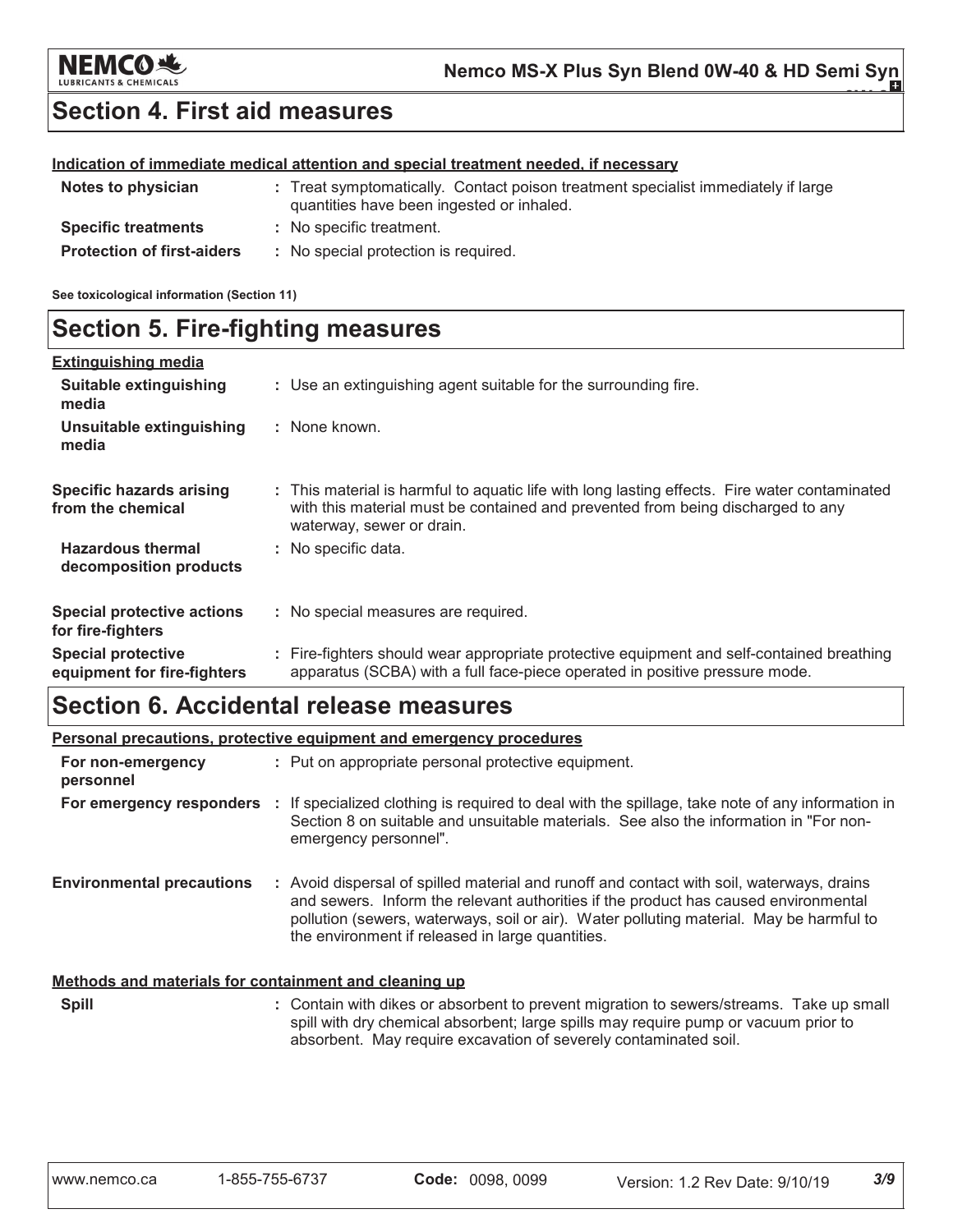## Section 4. First aid measures

**Indication of immediate medical attention and special treatment needed, if necessary**

| | |
|---|---|
| **Notes to physician** | : Treat symptomatically. Contact poison treatment specialist immediately if large quantities have been ingested or inhaled. |
| **Specific treatments** | : No specific treatment. |
| **Protection of first-aiders** | : No special protection is required. |

**See toxicological information (Section 11)**

## Section 5. Fire-fighting measures

**Extinguishing media**

| | |
|---|---|
| **Suitable extinguishing media** | : Use an extinguishing agent suitable for the surrounding fire. |
| **Unsuitable extinguishing media** | : None known. |
| **Specific hazards arising from the chemical** | : This material is harmful to aquatic life with long lasting effects. Fire water contaminated with this material must be contained and prevented from being discharged to any waterway, sewer or drain. |
| **Hazardous thermal decomposition products** | : No specific data. |
| **Special protective actions for fire-fighters** | : No special measures are required. |
| **Special protective equipment for fire-fighters** | : Fire-fighters should wear appropriate protective equipment and self-contained breathing apparatus (SCBA) with a full face-piece operated in positive pressure mode. |

## Section 6. Accidental release measures

**Personal precautions, protective equipment and emergency procedures**

| | |
|---|---|
| **For non-emergency personnel** | : Put on appropriate personal protective equipment. |
| **For emergency responders** | : If specialized clothing is required to deal with the spillage, take note of any information in Section 8 on suitable and unsuitable materials. See also the information in "For non-emergency personnel". |
| **Environmental precautions** | : Avoid dispersal of spilled material and runoff and contact with soil, waterways, drains and sewers. Inform the relevant authorities if the product has caused environmental pollution (sewers, waterways, soil or air). Water polluting material. May be harmful to the environment if released in large quantities. |

**Methods and materials for containment and cleaning up**

| | |
|---|---|
| **Spill** | : Contain with dikes or absorbent to prevent migration to sewers/streams. Take up small spill with dry chemical absorbent; large spills may require pump or vacuum prior to absorbent. May require excavation of severely contaminated soil. |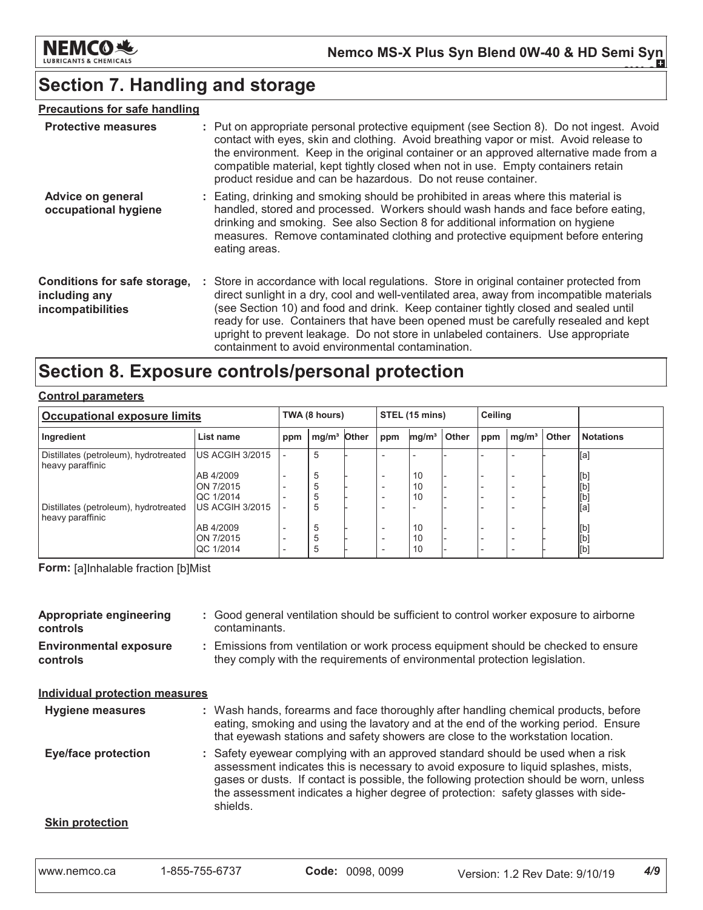## Section 7. Handling and storage

### Precautions for safe handling

**Protective measures** : Put on appropriate personal protective equipment (see Section 8). Do not ingest. Avoid contact with eyes, skin and clothing. Avoid breathing vapor or mist. Avoid release to the environment. Keep in the original container or an approved alternative made from a compatible material, kept tightly closed when not in use. Empty containers retain product residue and can be hazardous. Do not reuse container.

**Advice on general occupational hygiene** : Eating, drinking and smoking should be prohibited in areas where this material is handled, stored and processed. Workers should wash hands and face before eating, drinking and smoking. See also Section 8 for additional information on hygiene measures. Remove contaminated clothing and protective equipment before entering eating areas.

**Conditions for safe storage, including any incompatibilities** : Store in accordance with local regulations. Store in original container protected from direct sunlight in a dry, cool and well-ventilated area, away from incompatible materials (see Section 10) and food and drink. Keep container tightly closed and sealed until ready for use. Containers that have been opened must be carefully resealed and kept upright to prevent leakage. Do not store in unlabeled containers. Use appropriate containment to avoid environmental contamination.

## Section 8. Exposure controls/personal protection

### Control parameters

| Occupational exposure limits | | TWA (8 hours) | | | STEL (15 mins) | | | Ceiling | | | |
|---|---|---|---|---|---|---|---|---|---|---|---|
| Ingredient | List name | ppm | mg/m³ | Other | ppm | mg/m³ | Other | ppm | mg/m³ | Other | Notations |
| Distillates (petroleum), hydrotreated heavy paraffinic | US ACGIH 3/2015 | - | 5 | - | - | - | - | - | - | - | [a] |
| | AB 4/2009 | - | 5 | - | - | 10 | - | - | - | - | [b] |
| | ON 7/2015 | - | 5 | - | - | 10 | - | - | - | - | [b] |
| | QC 1/2014 | - | 5 | - | - | 10 | - | - | - | - | [b] |
| Distillates (petroleum), hydrotreated heavy paraffinic | US ACGIH 3/2015 | - | 5 | - | - | - | - | - | - | - | [a] |
| | AB 4/2009 | - | 5 | - | - | 10 | - | - | - | - | [b] |
| | ON 7/2015 | - | 5 | - | - | 10 | - | - | - | - | [b] |
| | QC 1/2014 | - | 5 | - | - | 10 | - | - | - | - | [b] |

**Form:** [a]Inhalable fraction [b]Mist

**Appropriate engineering controls** : Good general ventilation should be sufficient to control worker exposure to airborne contaminants.

**Environmental exposure controls** : Emissions from ventilation or work process equipment should be checked to ensure they comply with the requirements of environmental protection legislation.

### Individual protection measures

**Hygiene measures** : Wash hands, forearms and face thoroughly after handling chemical products, before eating, smoking and using the lavatory and at the end of the working period. Ensure that eyewash stations and safety showers are close to the workstation location.

**Eye/face protection** : Safety eyewear complying with an approved standard should be used when a risk assessment indicates this is necessary to avoid exposure to liquid splashes, mists, gases or dusts. If contact is possible, the following protection should be worn, unless the assessment indicates a higher degree of protection: safety glasses with side-shields.

**Skin protection**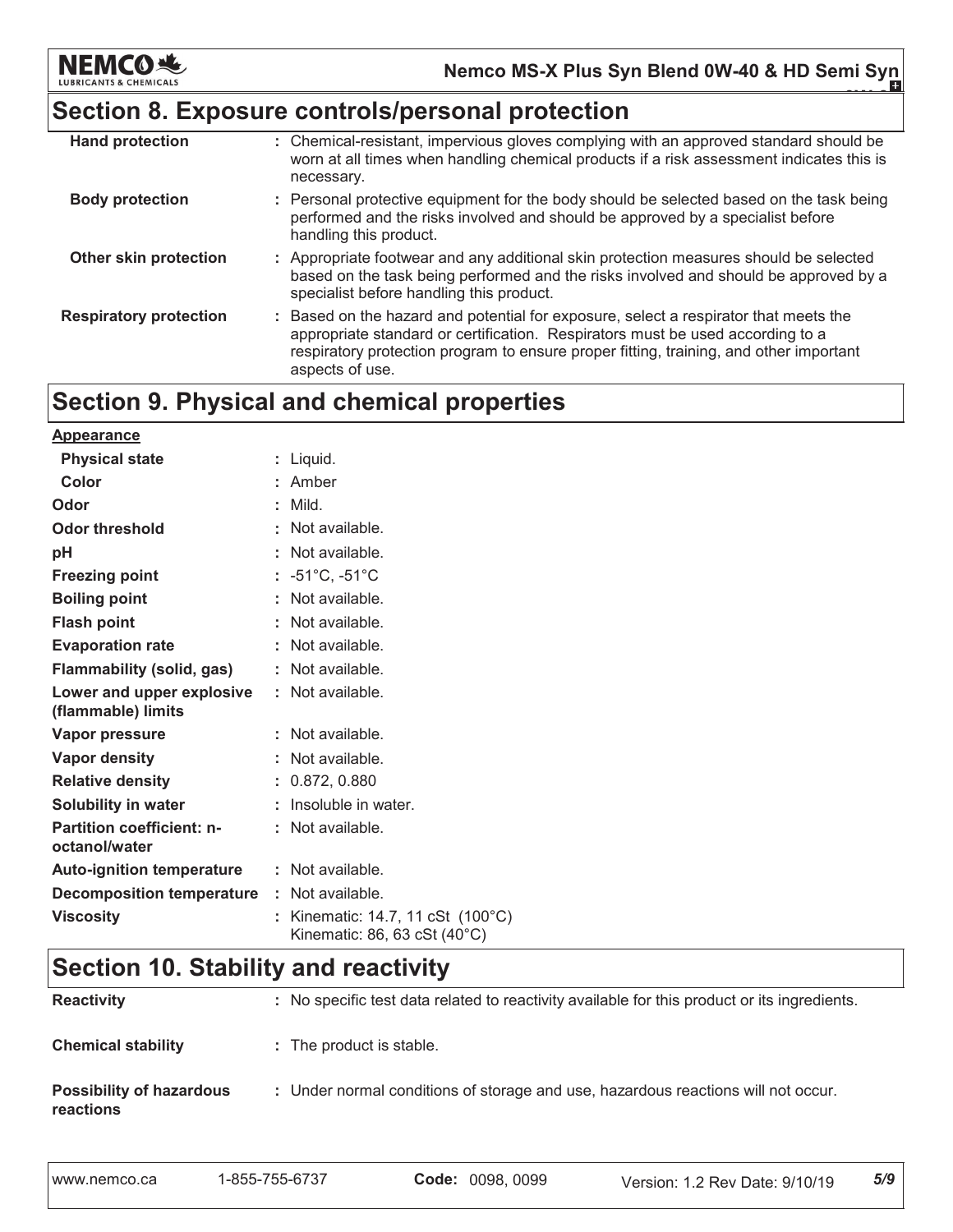## Section 8. Exposure controls/personal protection

| | |
|---|---|
| **Hand protection** | : Chemical-resistant, impervious gloves complying with an approved standard should be worn at all times when handling chemical products if a risk assessment indicates this is necessary. |
| **Body protection** | : Personal protective equipment for the body should be selected based on the task being performed and the risks involved and should be approved by a specialist before handling this product. |
| **Other skin protection** | : Appropriate footwear and any additional skin protection measures should be selected based on the task being performed and the risks involved and should be approved by a specialist before handling this product. |
| **Respiratory protection** | : Based on the hazard and potential for exposure, select a respirator that meets the appropriate standard or certification. Respirators must be used according to a respiratory protection program to ensure proper fitting, training, and other important aspects of use. |

## Section 9. Physical and chemical properties

**Appearance**

| | |
|---|---|
| **Physical state** | : Liquid. |
| **Color** | : Amber |
| **Odor** | : Mild. |
| **Odor threshold** | : Not available. |
| **pH** | : Not available. |
| **Freezing point** | : -51°C, -51°C |
| **Boiling point** | : Not available. |
| **Flash point** | : Not available. |
| **Evaporation rate** | : Not available. |
| **Flammability (solid, gas)** | : Not available. |
| **Lower and upper explosive (flammable) limits** | : Not available. |
| **Vapor pressure** | : Not available. |
| **Vapor density** | : Not available. |
| **Relative density** | : 0.872, 0.880 |
| **Solubility in water** | : Insoluble in water. |
| **Partition coefficient: n-octanol/water** | : Not available. |
| **Auto-ignition temperature** | : Not available. |
| **Decomposition temperature** | : Not available. |
| **Viscosity** | : Kinematic: 14.7, 11 cSt (100°C)<br>Kinematic: 86, 63 cSt (40°C) |

## Section 10. Stability and reactivity

| | |
|---|---|
| **Reactivity** | : No specific test data related to reactivity available for this product or its ingredients. |
| **Chemical stability** | : The product is stable. |
| **Possibility of hazardous reactions** | : Under normal conditions of storage and use, hazardous reactions will not occur. |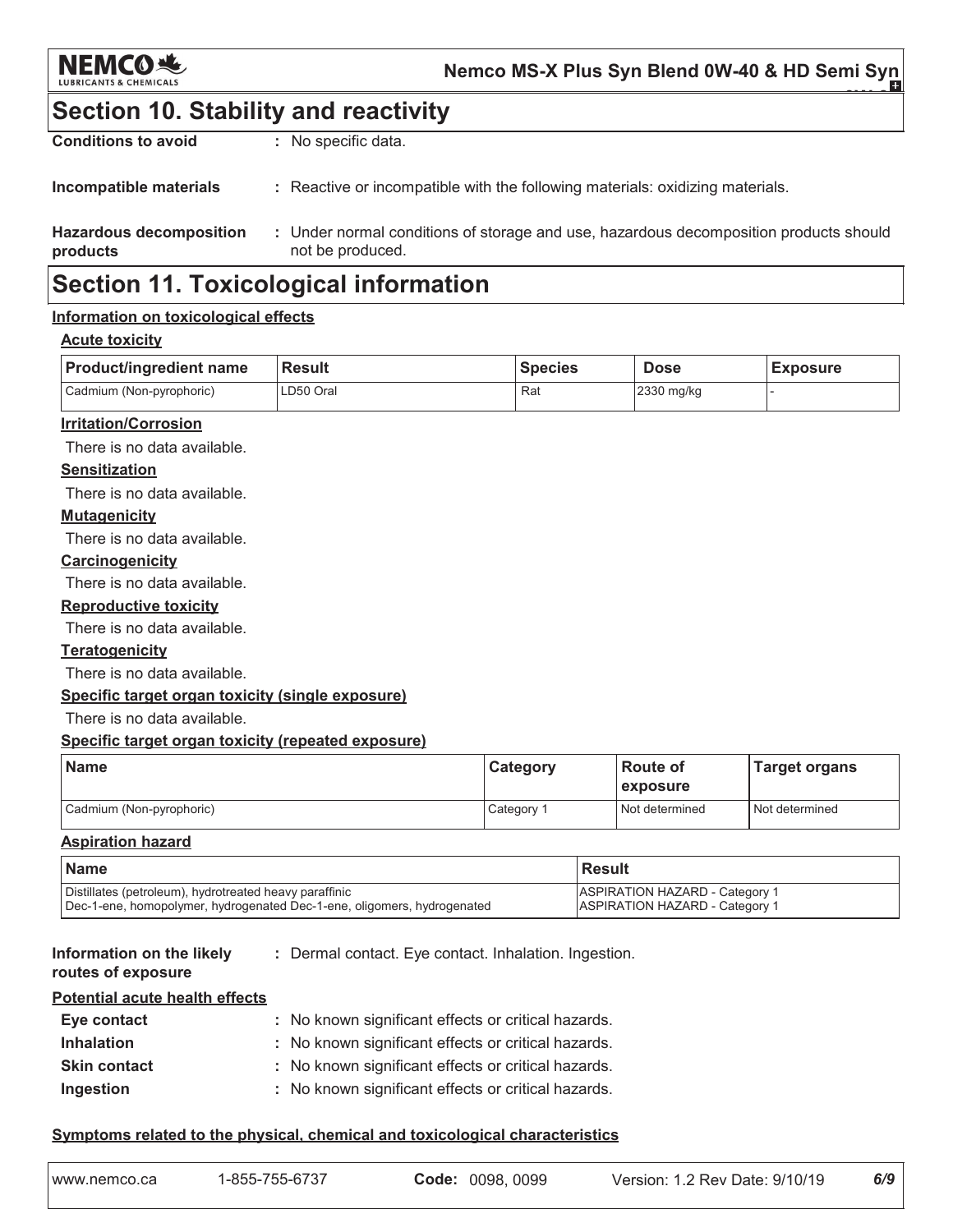## Section 10. Stability and reactivity

**Conditions to avoid** : No specific data.

**Incompatible materials** : Reactive or incompatible with the following materials: oxidizing materials.

**Hazardous decomposition products** : Under normal conditions of storage and use, hazardous decomposition products should not be produced.

## Section 11. Toxicological information

### Information on toxicological effects

#### Acute toxicity

| Product/ingredient name | Result | Species | Dose | Exposure |
|---|---|---|---|---|
| Cadmium (Non-pyrophoric) | LD50 Oral | Rat | 2330 mg/kg | - |

#### Irritation/Corrosion

There is no data available.

#### Sensitization

There is no data available.

#### Mutagenicity

There is no data available.

#### Carcinogenicity

There is no data available.

#### Reproductive toxicity

There is no data available.

#### Teratogenicity

There is no data available.

#### Specific target organ toxicity (single exposure)

There is no data available.

#### Specific target organ toxicity (repeated exposure)

| Name | Category | Route of exposure | Target organs |
|---|---|---|---|
| Cadmium (Non-pyrophoric) | Category 1 | Not determined | Not determined |

#### Aspiration hazard

| Name | Result |
|---|---|
| Distillates (petroleum), hydrotreated heavy paraffinic | ASPIRATION HAZARD - Category 1 |
| Dec-1-ene, homopolymer, hydrogenated Dec-1-ene, oligomers, hydrogenated | ASPIRATION HAZARD - Category 1 |

**Information on the likely routes of exposure** : Dermal contact. Eye contact. Inhalation. Ingestion.

#### Potential acute health effects

**Eye contact** : No known significant effects or critical hazards.

**Inhalation** : No known significant effects or critical hazards.

**Skin contact** : No known significant effects or critical hazards.

**Ingestion** : No known significant effects or critical hazards.

#### Symptoms related to the physical, chemical and toxicological characteristics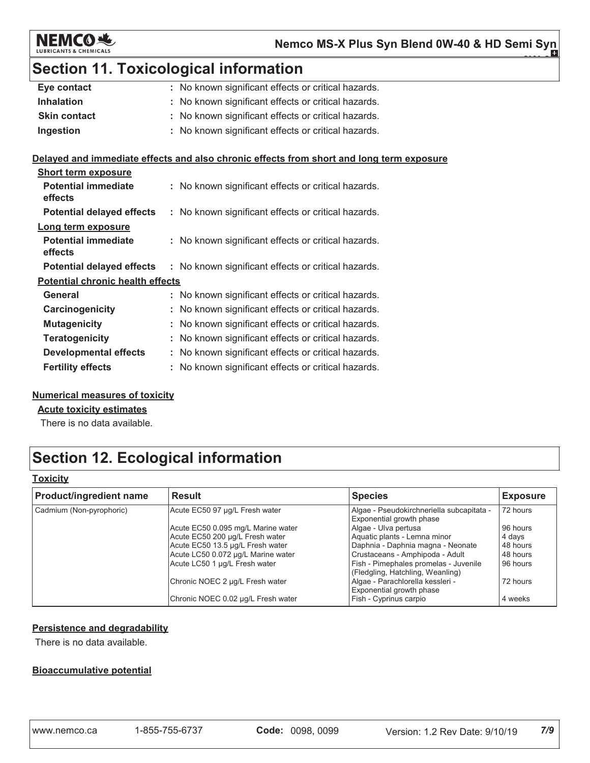## Section 11. Toxicological information

| | |
|---|---|
| **Eye contact** | : No known significant effects or critical hazards. |
| **Inhalation** | : No known significant effects or critical hazards. |
| **Skin contact** | : No known significant effects or critical hazards. |
| **Ingestion** | : No known significant effects or critical hazards. |

**Delayed and immediate effects and also chronic effects from short and long term exposure**

**Short term exposure**

| | |
|---|---|
| **Potential immediate effects** | : No known significant effects or critical hazards. |
| **Potential delayed effects** | : No known significant effects or critical hazards. |

**Long term exposure**

| | |
|---|---|
| **Potential immediate effects** | : No known significant effects or critical hazards. |
| **Potential delayed effects** | : No known significant effects or critical hazards. |

**Potential chronic health effects**

| | |
|---|---|
| **General** | : No known significant effects or critical hazards. |
| **Carcinogenicity** | : No known significant effects or critical hazards. |
| **Mutagenicity** | : No known significant effects or critical hazards. |
| **Teratogenicity** | : No known significant effects or critical hazards. |
| **Developmental effects** | : No known significant effects or critical hazards. |
| **Fertility effects** | : No known significant effects or critical hazards. |

**Numerical measures of toxicity**

**Acute toxicity estimates**

There is no data available.

## Section 12. Ecological information

**Toxicity**

| Product/ingredient name | Result | Species | Exposure |
|---|---|---|---|
| Cadmium (Non-pyrophoric) | Acute EC50 97 µg/L Fresh water | Algae - Pseudokirchneriella subcapitata - Exponential growth phase | 72 hours |
| | Acute EC50 0.095 mg/L Marine water | Algae - Ulva pertusa | 96 hours |
| | Acute EC50 200 µg/L Fresh water | Aquatic plants - Lemna minor | 4 days |
| | Acute EC50 13.5 µg/L Fresh water | Daphnia - Daphnia magna - Neonate | 48 hours |
| | Acute LC50 0.072 µg/L Marine water | Crustaceans - Amphipoda - Adult | 48 hours |
| | Acute LC50 1 µg/L Fresh water | Fish - Pimephales promelas - Juvenile (Fledgling, Hatchling, Weanling) | 96 hours |
| | Chronic NOEC 2 µg/L Fresh water | Algae - Parachlorella kessleri - Exponential growth phase | 72 hours |
| | Chronic NOEC 0.02 µg/L Fresh water | Fish - Cyprinus carpio | 4 weeks |

**Persistence and degradability**

There is no data available.

**Bioaccumulative potential**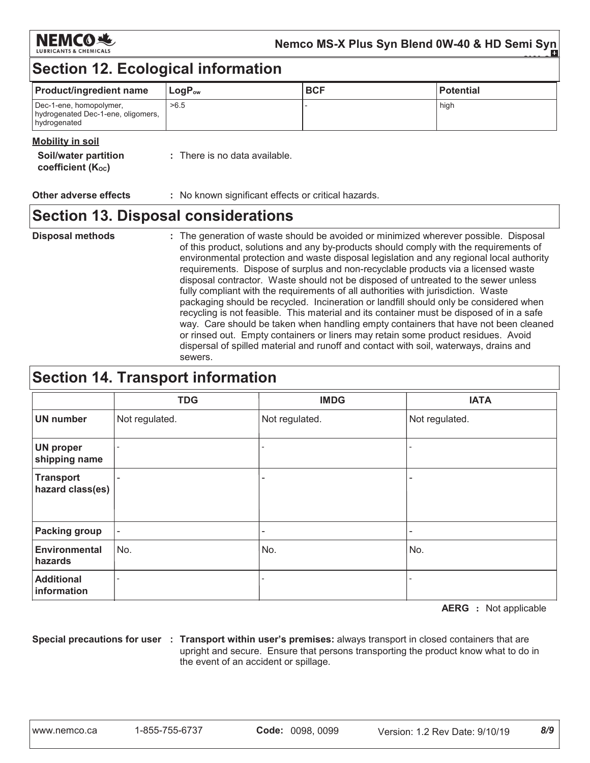## Section 12. Ecological information

| Product/ingredient name | $LogP_{ow}$ | BCF | Potential |
|---|---|---|---|
| Dec-1-ene, homopolymer, hydrogenated Dec-1-ene, oligomers, hydrogenated | >6.5 | - | high |

**Mobility in soil**

**Soil/water partition coefficient ($K_{OC}$)** : There is no data available.

**Other adverse effects** : No known significant effects or critical hazards.

## Section 13. Disposal considerations

**Disposal methods** : The generation of waste should be avoided or minimized wherever possible. Disposal of this product, solutions and any by-products should comply with the requirements of environmental protection and waste disposal legislation and any regional local authority requirements. Dispose of surplus and non-recyclable products via a licensed waste disposal contractor. Waste should not be disposed of untreated to the sewer unless fully compliant with the requirements of all authorities with jurisdiction. Waste packaging should be recycled. Incineration or landfill should only be considered when recycling is not feasible. This material and its container must be disposed of in a safe way. Care should be taken when handling empty containers that have not been cleaned or rinsed out. Empty containers or liners may retain some product residues. Avoid dispersal of spilled material and runoff and contact with soil, waterways, drains and sewers.

## Section 14. Transport information

| | TDG | IMDG | IATA |
|---|---|---|---|
| **UN number** | Not regulated. | Not regulated. | Not regulated. |
| **UN proper shipping name** | - | - | - |
| **Transport hazard class(es)** | - | - | - |
| **Packing group** | - | - | - |
| **Environmental hazards** | No. | No. | No. |
| **Additional information** | - | - | - |

**AERG** : Not applicable

**Special precautions for user** : **Transport within user's premises:** always transport in closed containers that are upright and secure. Ensure that persons transporting the product know what to do in the event of an accident or spillage.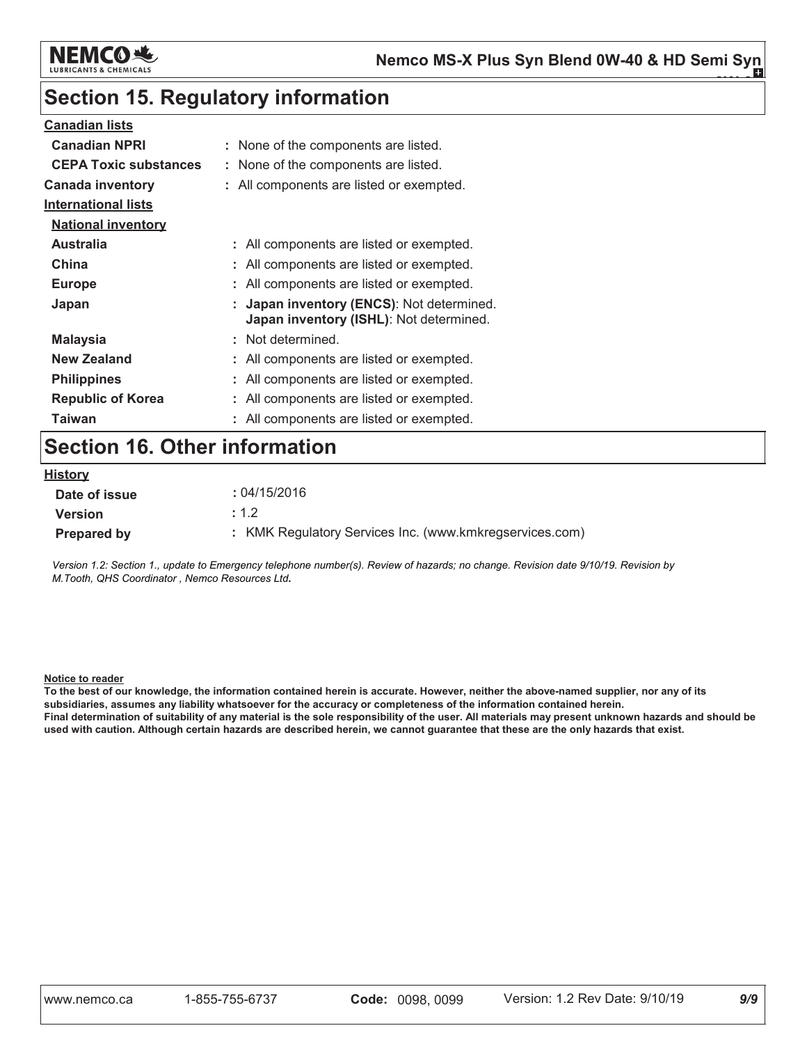# Section 15. Regulatory information

**Canadian lists**

| | |
|---|---|
| **Canadian NPRI** | : None of the components are listed. |
| **CEPA Toxic substances** | : None of the components are listed. |
| **Canada inventory** | : All components are listed or exempted. |

**International lists**

**National inventory**

| | |
|---|---|
| **Australia** | : All components are listed or exempted. |
| **China** | : All components are listed or exempted. |
| **Europe** | : All components are listed or exempted. |
| **Japan** | : **Japan inventory (ENCS)**: Not determined. **Japan inventory (ISHL)**: Not determined. |
| **Malaysia** | : Not determined. |
| **New Zealand** | : All components are listed or exempted. |
| **Philippines** | : All components are listed or exempted. |
| **Republic of Korea** | : All components are listed or exempted. |
| **Taiwan** | : All components are listed or exempted. |

# Section 16. Other information

**History**

| | |
|---|---|
| **Date of issue** | : 04/15/2016 |
| **Version** | : 1.2 |
| **Prepared by** | : KMK Regulatory Services Inc. (www.kmkregservices.com) |

*Version 1.2: Section 1., update to Emergency telephone number(s). Review of hazards; no change. Revision date 9/10/19. Revision by M.Tooth, QHS Coordinator , Nemco Resources Ltd.*

**Notice to reader**

**To the best of our knowledge, the information contained herein is accurate. However, neither the above-named supplier, nor any of its subsidiaries, assumes any liability whatsoever for the accuracy or completeness of the information contained herein. Final determination of suitability of any material is the sole responsibility of the user. All materials may present unknown hazards and should be used with caution. Although certain hazards are described herein, we cannot guarantee that these are the only hazards that exist.**